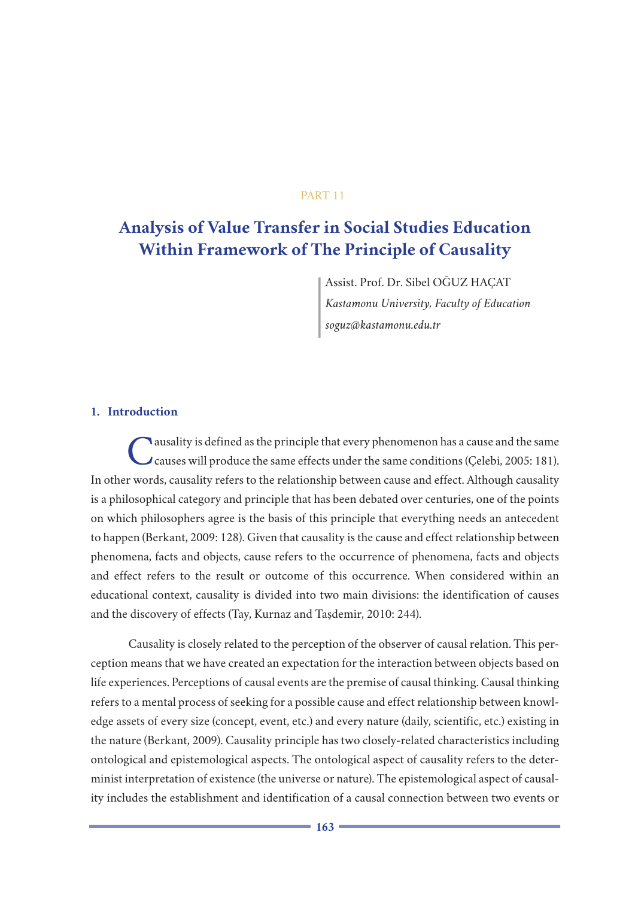PART 11

# Analysis of Value Transfer in Social Studies Education Within Framework of The Principle of Causality

Assist. Prof. Dr. Sibel OĞUZ HAÇAT
*Kastamonu University, Faculty of Education*
*soguz@kastamonu.edu.tr*

## 1. Introduction

Causality is defined as the principle that every phenomenon has a cause and the same causes will produce the same effects under the same conditions (Çelebi, 2005: 181). In other words, causality refers to the relationship between cause and effect. Although causality is a philosophical category and principle that has been debated over centuries, one of the points on which philosophers agree is the basis of this principle that everything needs an antecedent to happen (Berkant, 2009: 128). Given that causality is the cause and effect relationship between phenomena, facts and objects, cause refers to the occurrence of phenomena, facts and objects and effect refers to the result or outcome of this occurrence. When considered within an educational context, causality is divided into two main divisions: the identification of causes and the discovery of effects (Tay, Kurnaz and Taşdemir, 2010: 244).

Causality is closely related to the perception of the observer of causal relation. This perception means that we have created an expectation for the interaction between objects based on life experiences. Perceptions of causal events are the premise of causal thinking. Causal thinking refers to a mental process of seeking for a possible cause and effect relationship between knowledge assets of every size (concept, event, etc.) and every nature (daily, scientific, etc.) existing in the nature (Berkant, 2009). Causality principle has two closely-related characteristics including ontological and epistemological aspects. The ontological aspect of causality refers to the determinist interpretation of existence (the universe or nature). The epistemological aspect of causality includes the establishment and identification of a causal connection between two events or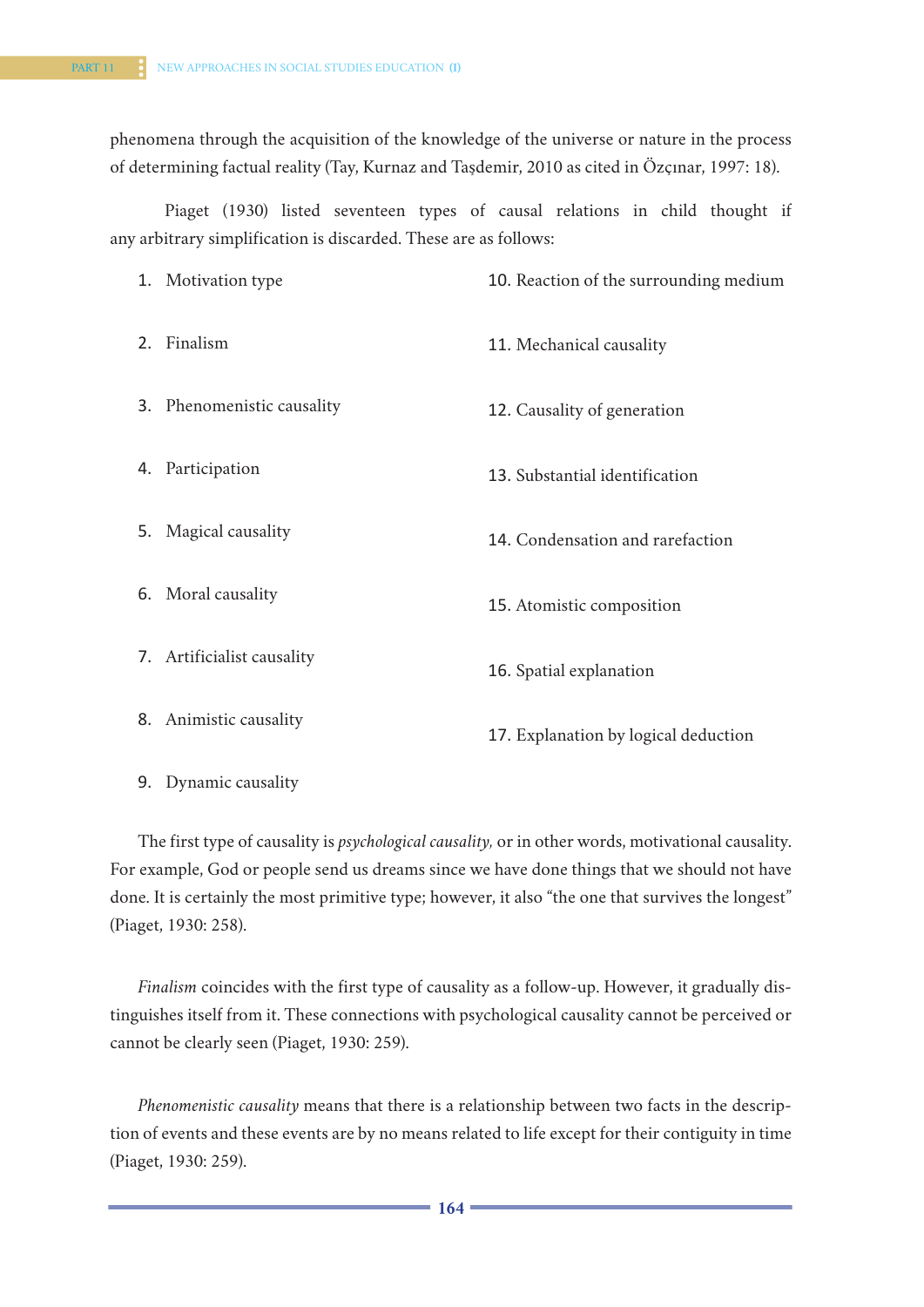phenomena through the acquisition of the knowledge of the universe or nature in the process of determining factual reality (Tay, Kurnaz and Taşdemir, 2010 as cited in Özçınar, 1997: 18).

Piaget (1930) listed seventeen types of causal relations in child thought if any arbitrary simplification is discarded. These are as follows:

1. Motivation type
2. Finalism
3. Phenomenistic causality
4. Participation
5. Magical causality
6. Moral causality
7. Artificialist causality
8. Animistic causality
9. Dynamic causality
10. Reaction of the surrounding medium
11. Mechanical causality
12. Causality of generation
13. Substantial identification
14. Condensation and rarefaction
15. Atomistic composition
16. Spatial explanation
17. Explanation by logical deduction

The first type of causality is *psychological causality,* or in other words, motivational causality. For example, God or people send us dreams since we have done things that we should not have done. It is certainly the most primitive type; however, it also "the one that survives the longest" (Piaget, 1930: 258).

*Finalism* coincides with the first type of causality as a follow-up. However, it gradually distinguishes itself from it. These connections with psychological causality cannot be perceived or cannot be clearly seen (Piaget, 1930: 259).

*Phenomenistic causality* means that there is a relationship between two facts in the description of events and these events are by no means related to life except for their contiguity in time (Piaget, 1930: 259).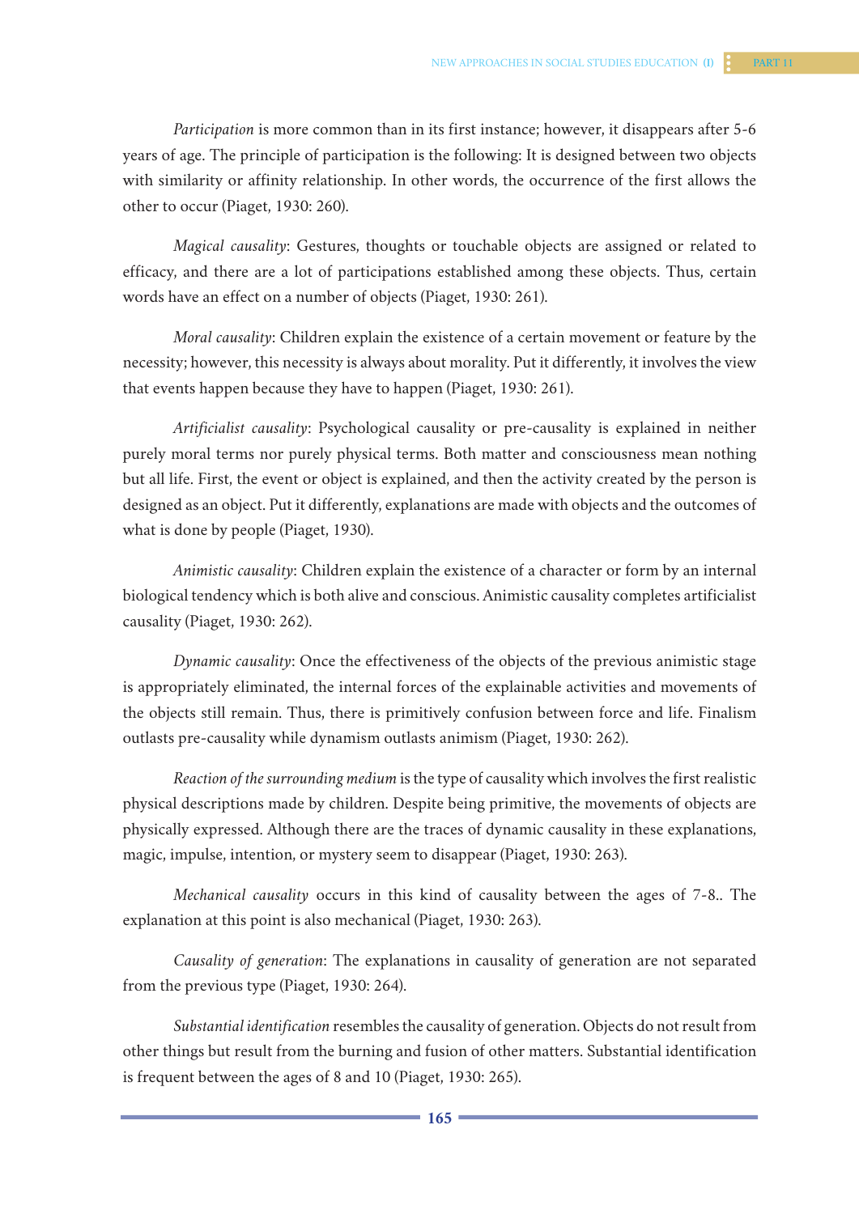*Participation* is more common than in its first instance; however, it disappears after 5-6 years of age. The principle of participation is the following: It is designed between two objects with similarity or affinity relationship. In other words, the occurrence of the first allows the other to occur (Piaget, 1930: 260).

*Magical causality*: Gestures, thoughts or touchable objects are assigned or related to efficacy, and there are a lot of participations established among these objects. Thus, certain words have an effect on a number of objects (Piaget, 1930: 261).

*Moral causality*: Children explain the existence of a certain movement or feature by the necessity; however, this necessity is always about morality. Put it differently, it involves the view that events happen because they have to happen (Piaget, 1930: 261).

*Artificialist causality*: Psychological causality or pre-causality is explained in neither purely moral terms nor purely physical terms. Both matter and consciousness mean nothing but all life. First, the event or object is explained, and then the activity created by the person is designed as an object. Put it differently, explanations are made with objects and the outcomes of what is done by people (Piaget, 1930).

*Animistic causality*: Children explain the existence of a character or form by an internal biological tendency which is both alive and conscious. Animistic causality completes artificialist causality (Piaget, 1930: 262).

*Dynamic causality*: Once the effectiveness of the objects of the previous animistic stage is appropriately eliminated, the internal forces of the explainable activities and movements of the objects still remain. Thus, there is primitively confusion between force and life. Finalism outlasts pre-causality while dynamism outlasts animism (Piaget, 1930: 262).

*Reaction of the surrounding medium* is the type of causality which involves the first realistic physical descriptions made by children. Despite being primitive, the movements of objects are physically expressed. Although there are the traces of dynamic causality in these explanations, magic, impulse, intention, or mystery seem to disappear (Piaget, 1930: 263).

*Mechanical causality* occurs in this kind of causality between the ages of 7-8.. The explanation at this point is also mechanical (Piaget, 1930: 263).

*Causality of generation*: The explanations in causality of generation are not separated from the previous type (Piaget, 1930: 264).

*Substantial identification* resembles the causality of generation. Objects do not result from other things but result from the burning and fusion of other matters. Substantial identification is frequent between the ages of 8 and 10 (Piaget, 1930: 265).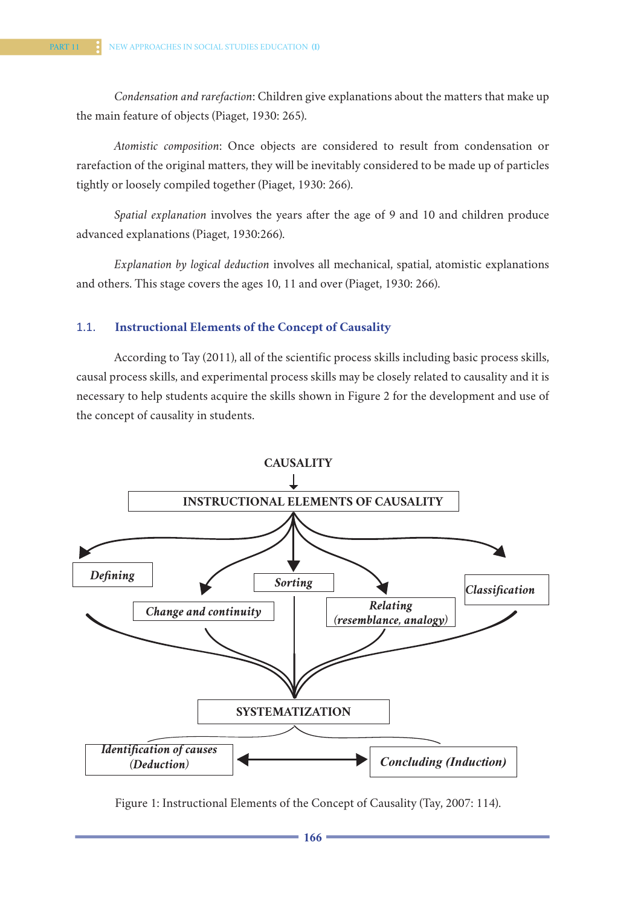*Condensation and rarefaction*: Children give explanations about the matters that make up the main feature of objects (Piaget, 1930: 265).

*Atomistic composition*: Once objects are considered to result from condensation or rarefaction of the original matters, they will be inevitably considered to be made up of particles tightly or loosely compiled together (Piaget, 1930: 266).

*Spatial explanation* involves the years after the age of 9 and 10 and children produce advanced explanations (Piaget, 1930:266).

*Explanation by logical deduction* involves all mechanical, spatial, atomistic explanations and others. This stage covers the ages 10, 11 and over (Piaget, 1930: 266).

## 1.1. Instructional Elements of the Concept of Causality

According to Tay (2011), all of the scientific process skills including basic process skills, causal process skills, and experimental process skills may be closely related to causality and it is necessary to help students acquire the skills shown in Figure 2 for the development and use of the concept of causality in students.

CAUSALITY

INSTRUCTIONAL ELEMENTS OF CAUSALITY

*Defining* | *Change and continuity* | *Sorting* | *Relating (resemblance, analogy)* | *Classification*

SYSTEMATIZATION

*Identification of causes (Deduction)* ⟷ *Concluding (Induction)*

Figure 1: Instructional Elements of the Concept of Causality (Tay, 2007: 114).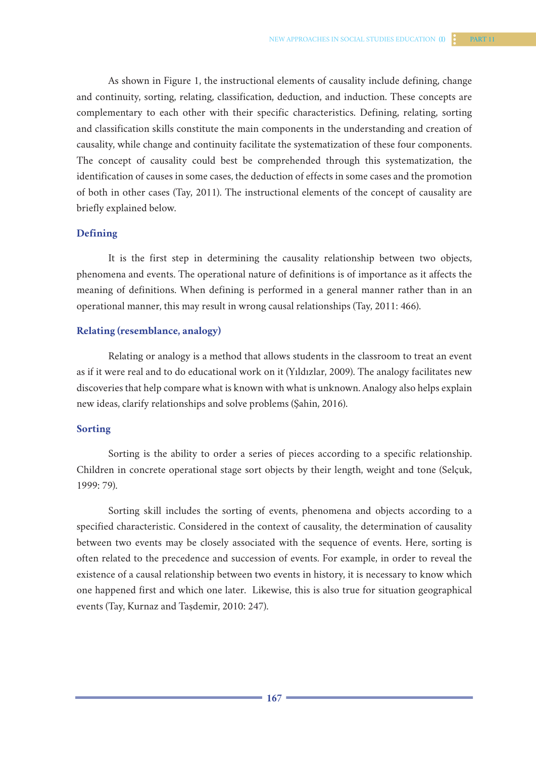As shown in Figure 1, the instructional elements of causality include defining, change and continuity, sorting, relating, classification, deduction, and induction. These concepts are complementary to each other with their specific characteristics. Defining, relating, sorting and classification skills constitute the main components in the understanding and creation of causality, while change and continuity facilitate the systematization of these four components. The concept of causality could best be comprehended through this systematization, the identification of causes in some cases, the deduction of effects in some cases and the promotion of both in other cases (Tay, 2011). The instructional elements of the concept of causality are briefly explained below.

### Defining

It is the first step in determining the causality relationship between two objects, phenomena and events. The operational nature of definitions is of importance as it affects the meaning of definitions. When defining is performed in a general manner rather than in an operational manner, this may result in wrong causal relationships (Tay, 2011: 466).

### Relating (resemblance, analogy)

Relating or analogy is a method that allows students in the classroom to treat an event as if it were real and to do educational work on it (Yıldızlar, 2009). The analogy facilitates new discoveries that help compare what is known with what is unknown. Analogy also helps explain new ideas, clarify relationships and solve problems (Şahin, 2016).

### Sorting

Sorting is the ability to order a series of pieces according to a specific relationship. Children in concrete operational stage sort objects by their length, weight and tone (Selçuk, 1999: 79).

Sorting skill includes the sorting of events, phenomena and objects according to a specified characteristic. Considered in the context of causality, the determination of causality between two events may be closely associated with the sequence of events. Here, sorting is often related to the precedence and succession of events. For example, in order to reveal the existence of a causal relationship between two events in history, it is necessary to know which one happened first and which one later. Likewise, this is also true for situation geographical events (Tay, Kurnaz and Taşdemir, 2010: 247).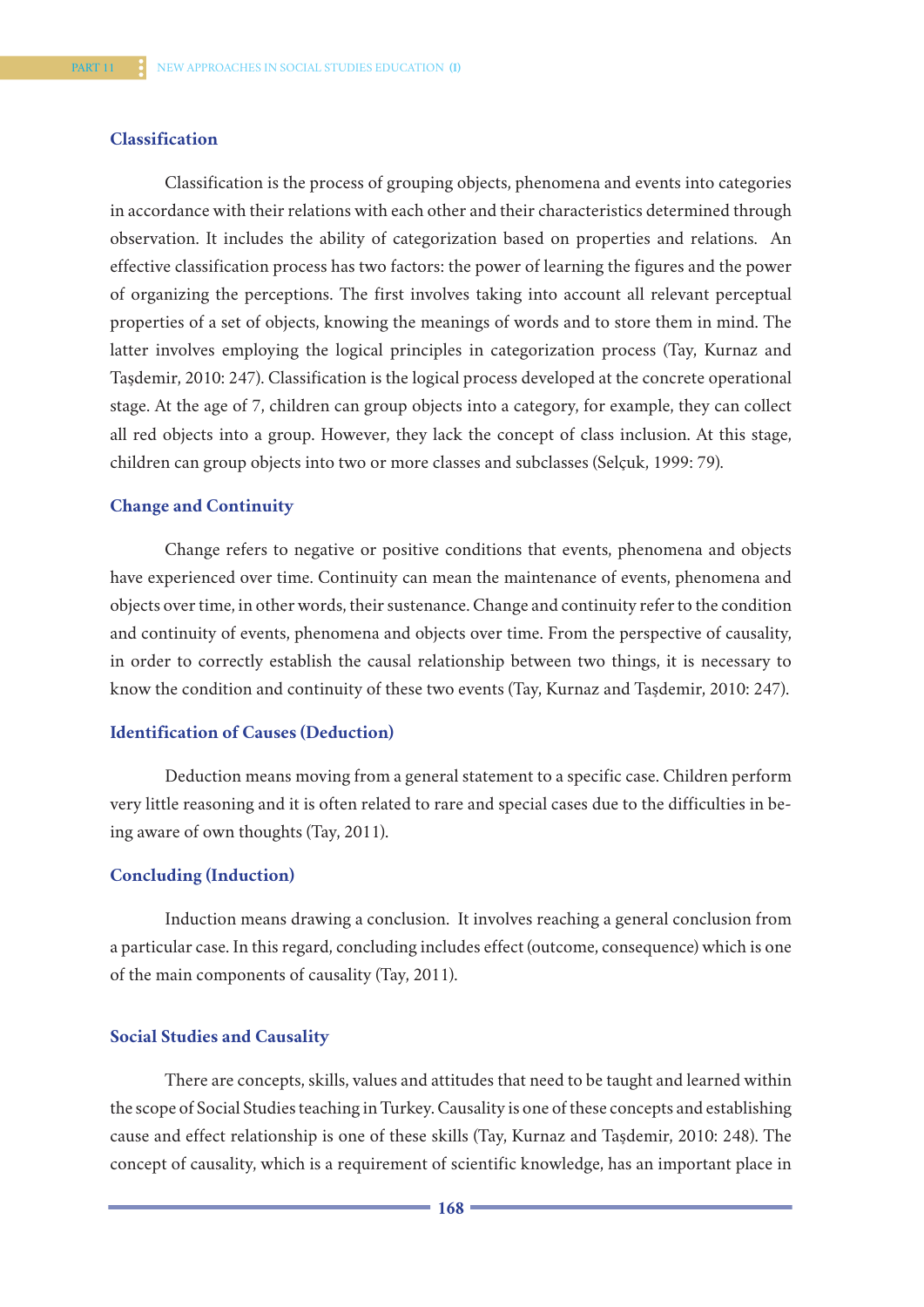### Classification

Classification is the process of grouping objects, phenomena and events into categories in accordance with their relations with each other and their characteristics determined through observation. It includes the ability of categorization based on properties and relations. An effective classification process has two factors: the power of learning the figures and the power of organizing the perceptions. The first involves taking into account all relevant perceptual properties of a set of objects, knowing the meanings of words and to store them in mind. The latter involves employing the logical principles in categorization process (Tay, Kurnaz and Taşdemir, 2010: 247). Classification is the logical process developed at the concrete operational stage. At the age of 7, children can group objects into a category, for example, they can collect all red objects into a group. However, they lack the concept of class inclusion. At this stage, children can group objects into two or more classes and subclasses (Selçuk, 1999: 79).

### Change and Continuity

Change refers to negative or positive conditions that events, phenomena and objects have experienced over time. Continuity can mean the maintenance of events, phenomena and objects over time, in other words, their sustenance. Change and continuity refer to the condition and continuity of events, phenomena and objects over time. From the perspective of causality, in order to correctly establish the causal relationship between two things, it is necessary to know the condition and continuity of these two events (Tay, Kurnaz and Taşdemir, 2010: 247).

### Identification of Causes (Deduction)

Deduction means moving from a general statement to a specific case. Children perform very little reasoning and it is often related to rare and special cases due to the difficulties in being aware of own thoughts (Tay, 2011).

### Concluding (Induction)

Induction means drawing a conclusion. It involves reaching a general conclusion from a particular case. In this regard, concluding includes effect (outcome, consequence) which is one of the main components of causality (Tay, 2011).

### Social Studies and Causality

There are concepts, skills, values and attitudes that need to be taught and learned within the scope of Social Studies teaching in Turkey. Causality is one of these concepts and establishing cause and effect relationship is one of these skills (Tay, Kurnaz and Taşdemir, 2010: 248). The concept of causality, which is a requirement of scientific knowledge, has an important place in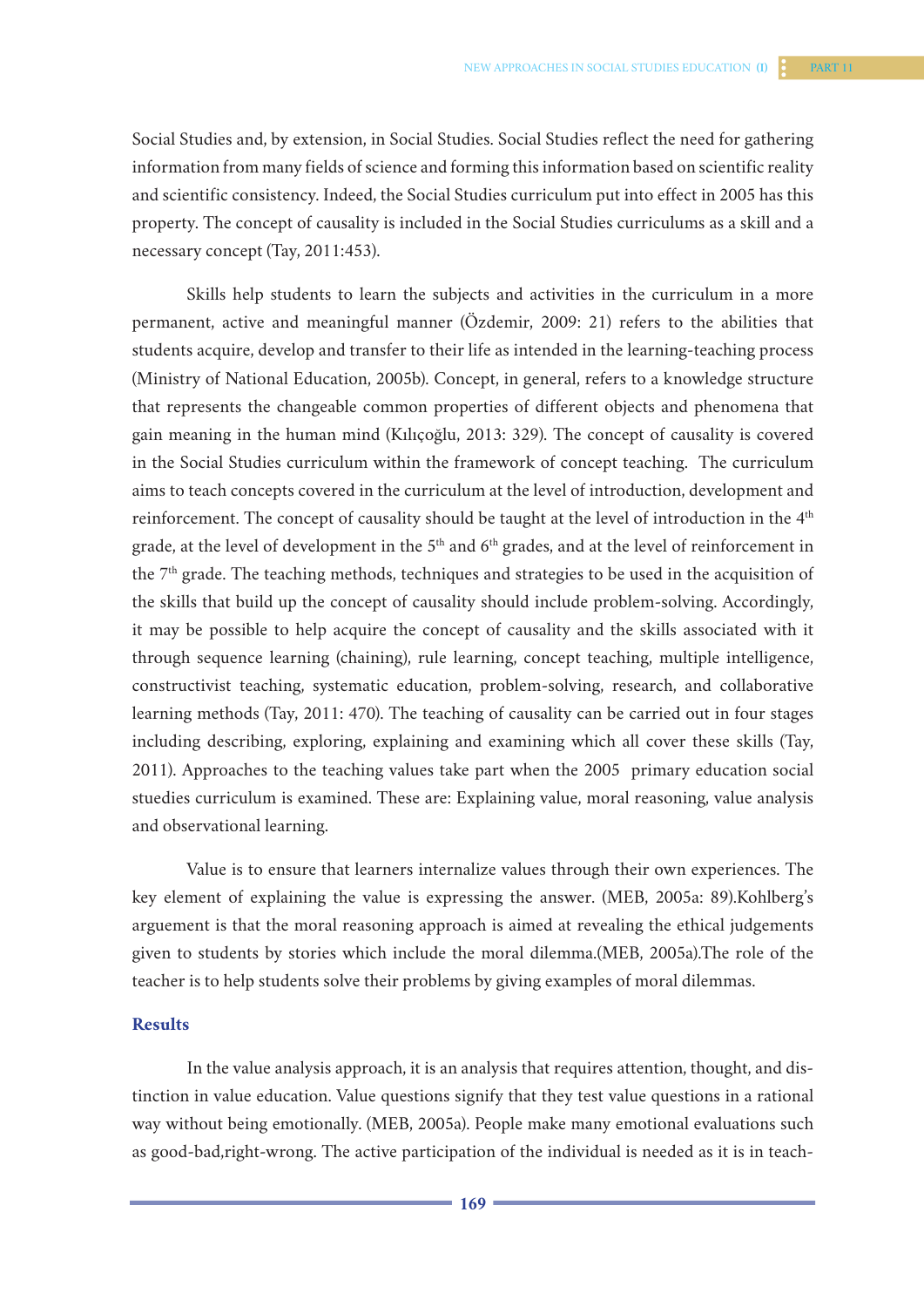Social Studies and, by extension, in Social Studies. Social Studies reflect the need for gathering information from many fields of science and forming this information based on scientific reality and scientific consistency. Indeed, the Social Studies curriculum put into effect in 2005 has this property. The concept of causality is included in the Social Studies curriculums as a skill and a necessary concept (Tay, 2011:453).

Skills help students to learn the subjects and activities in the curriculum in a more permanent, active and meaningful manner (Özdemir, 2009: 21) refers to the abilities that students acquire, develop and transfer to their life as intended in the learning-teaching process (Ministry of National Education, 2005b). Concept, in general, refers to a knowledge structure that represents the changeable common properties of different objects and phenomena that gain meaning in the human mind (Kılıçoğlu, 2013: 329). The concept of causality is covered in the Social Studies curriculum within the framework of concept teaching. The curriculum aims to teach concepts covered in the curriculum at the level of introduction, development and reinforcement. The concept of causality should be taught at the level of introduction in the 4th grade, at the level of development in the 5th and 6th grades, and at the level of reinforcement in the 7th grade. The teaching methods, techniques and strategies to be used in the acquisition of the skills that build up the concept of causality should include problem-solving. Accordingly, it may be possible to help acquire the concept of causality and the skills associated with it through sequence learning (chaining), rule learning, concept teaching, multiple intelligence, constructivist teaching, systematic education, problem-solving, research, and collaborative learning methods (Tay, 2011: 470). The teaching of causality can be carried out in four stages including describing, exploring, explaining and examining which all cover these skills (Tay, 2011). Approaches to the teaching values take part when the 2005 primary education social stuedies curriculum is examined. These are: Explaining value, moral reasoning, value analysis and observational learning.

Value is to ensure that learners internalize values through their own experiences. The key element of explaining the value is expressing the answer. (MEB, 2005a: 89).Kohlberg's arguement is that the moral reasoning approach is aimed at revealing the ethical judgements given to students by stories which include the moral dilemma.(MEB, 2005a).The role of the teacher is to help students solve their problems by giving examples of moral dilemmas.

## Results

In the value analysis approach, it is an analysis that requires attention, thought, and distinction in value education. Value questions signify that they test value questions in a rational way without being emotionally. (MEB, 2005a). People make many emotional evaluations such as good-bad,right-wrong. The active participation of the individual is needed as it is in teach-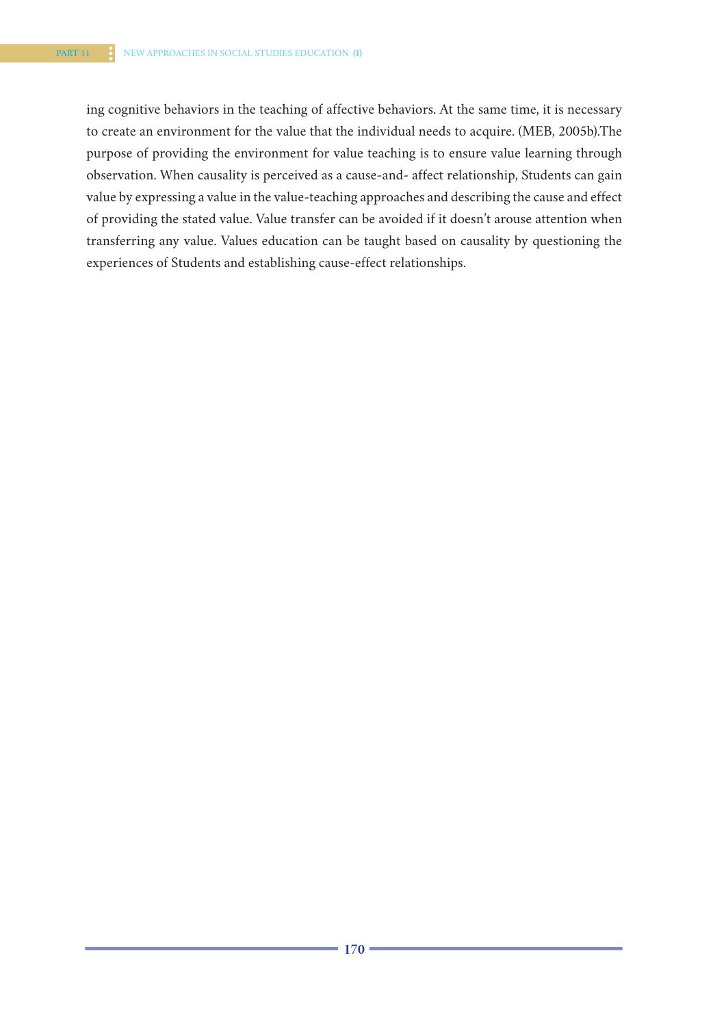ing cognitive behaviors in the teaching of affective behaviors. At the same time, it is necessary to create an environment for the value that the individual needs to acquire. (MEB, 2005b).The purpose of providing the environment for value teaching is to ensure value learning through observation. When causality is perceived as a cause-and- affect relationship, Students can gain value by expressing a value in the value-teaching approaches and describing the cause and effect of providing the stated value. Value transfer can be avoided if it doesn't arouse attention when transferring any value. Values education can be taught based on causality by questioning the experiences of Students and establishing cause-effect relationships.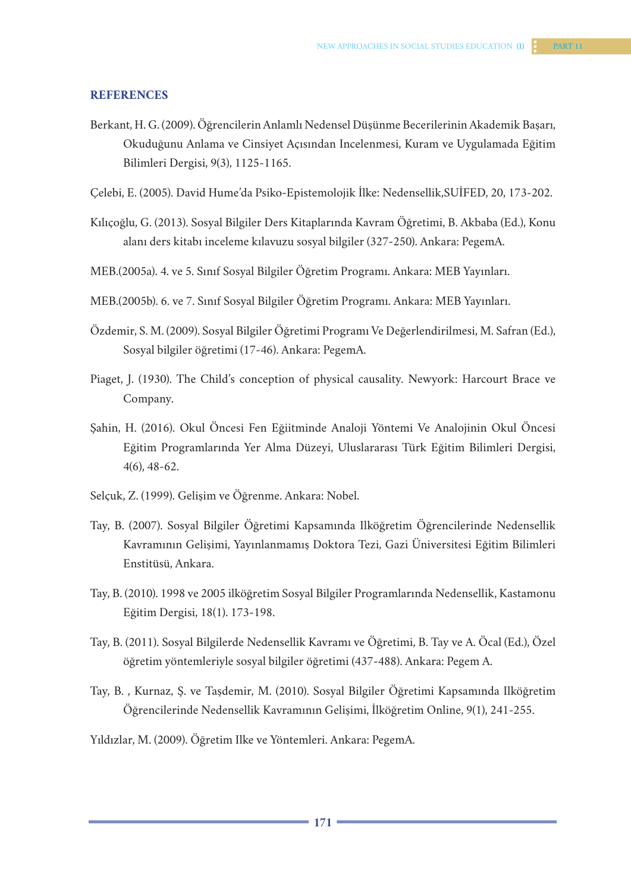## REFERENCES

Berkant, H. G. (2009). Öğrencilerin Anlamlı Nedensel Düşünme Becerilerinin Akademik Başarı, Okuduğunu Anlama ve Cinsiyet Açısından Incelenmesi, Kuram ve Uygulamada Eğitim Bilimleri Dergisi, 9(3), 1125-1165.

Çelebi, E. (2005). David Hume'da Psiko-Epistemolojik İlke: Nedensellik,SUİFED, 20, 173-202.

Kılıçoğlu, G. (2013). Sosyal Bilgiler Ders Kitaplarında Kavram Öğretimi, B. Akbaba (Ed.), Konu alanı ders kitabı inceleme kılavuzu sosyal bilgiler (327-250). Ankara: PegemA.

MEB.(2005a). 4. ve 5. Sınıf Sosyal Bilgiler Öğretim Programı. Ankara: MEB Yayınları.

MEB.(2005b). 6. ve 7. Sınıf Sosyal Bilgiler Öğretim Programı. Ankara: MEB Yayınları.

Özdemir, S. M. (2009). Sosyal Bilgiler Öğretimi Programı Ve Değerlendirilmesi, M. Safran (Ed.), Sosyal bilgiler öğretimi (17-46). Ankara: PegemA.

Piaget, J. (1930). The Child's conception of physical causality. Newyork: Harcourt Brace ve Company.

Şahin, H. (2016). Okul Öncesi Fen Eğiitminde Analoji Yöntemi Ve Analojinin Okul Öncesi Eğitim Programlarında Yer Alma Düzeyi, Uluslararası Türk Eğitim Bilimleri Dergisi, 4(6), 48-62.

Selçuk, Z. (1999). Gelişim ve Öğrenme. Ankara: Nobel.

Tay, B. (2007). Sosyal Bilgiler Öğretimi Kapsamında Ilköğretim Öğrencilerinde Nedensellik Kavramının Gelişimi, Yayınlanmamış Doktora Tezi, Gazi Üniversitesi Eğitim Bilimleri Enstitüsü, Ankara.

Tay, B. (2010). 1998 ve 2005 ilköğretim Sosyal Bilgiler Programlarında Nedensellik, Kastamonu Eğitim Dergisi, 18(1). 173-198.

Tay, B. (2011). Sosyal Bilgilerde Nedensellik Kavramı ve Öğretimi, B. Tay ve A. Öcal (Ed.), Özel öğretim yöntemleriyle sosyal bilgiler öğretimi (437-488). Ankara: Pegem A.

Tay, B. , Kurnaz, Ş. ve Taşdemir, M. (2010). Sosyal Bilgiler Öğretimi Kapsamında Ilköğretim Öğrencilerinde Nedensellik Kavramının Gelişimi, İlköğretim Online, 9(1), 241-255.

Yıldızlar, M. (2009). Öğretim Ilke ve Yöntemleri. Ankara: PegemA.